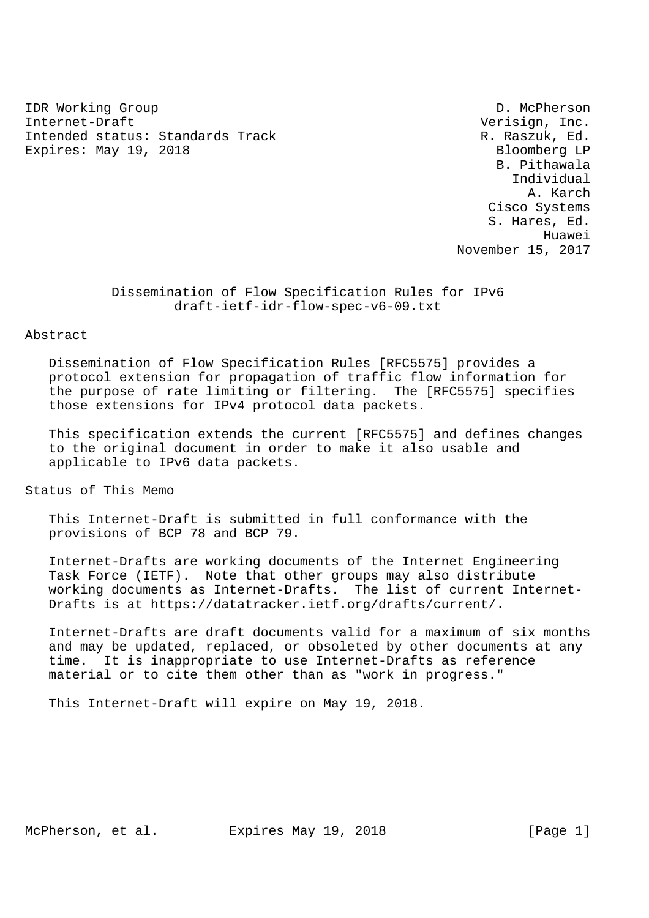IDR Working Group  
Internet-Draft  
Intended status: Standards Track  
Expires: May 19, 2018

D. McPherson  
Verisign, Inc.  
R. Raszuk, Ed.  
Bloomberg LP  
B. Pithawala  
Individual  
A. Karch  
Cisco Systems  
S. Hares, Ed.  
Huawei  
November 15, 2017

# Dissemination of Flow Specification Rules for IPv6
draft-ietf-idr-flow-spec-v6-09.txt

## Abstract

Dissemination of Flow Specification Rules [RFC5575] provides a protocol extension for propagation of traffic flow information for the purpose of rate limiting or filtering. The [RFC5575] specifies those extensions for IPv4 protocol data packets.

This specification extends the current [RFC5575] and defines changes to the original document in order to make it also usable and applicable to IPv6 data packets.

## Status of This Memo

This Internet-Draft is submitted in full conformance with the provisions of BCP 78 and BCP 79.

Internet-Drafts are working documents of the Internet Engineering Task Force (IETF). Note that other groups may also distribute working documents as Internet-Drafts. The list of current Internet-Drafts is at https://datatracker.ietf.org/drafts/current/.

Internet-Drafts are draft documents valid for a maximum of six months and may be updated, replaced, or obsoleted by other documents at any time. It is inappropriate to use Internet-Drafts as reference material or to cite them other than as "work in progress."

This Internet-Draft will expire on May 19, 2018.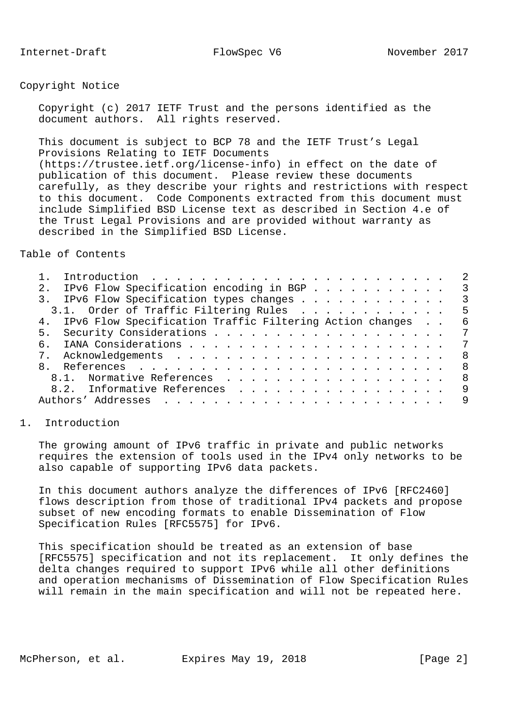## Copyright Notice

Copyright (c) 2017 IETF Trust and the persons identified as the document authors. All rights reserved.

This document is subject to BCP 78 and the IETF Trust's Legal Provisions Relating to IETF Documents (https://trustee.ietf.org/license-info) in effect on the date of publication of this document. Please review these documents carefully, as they describe your rights and restrictions with respect to this document. Code Components extracted from this document must include Simplified BSD License text as described in Section 4.e of the Trust Legal Provisions and are provided without warranty as described in the Simplified BSD License.

## Table of Contents

```
   1.  Introduction  . . . . . . . . . . . . . . . . . . . . . . . .   2
   2.  IPv6 Flow Specification encoding in BGP . . . . . . . . . . .   3
   3.  IPv6 Flow Specification types changes . . . . . . . . . . . .   3
     3.1.  Order of Traffic Filtering Rules  . . . . . . . . . . . .   5
   4.  IPv6 Flow Specification Traffic Filtering Action changes  . .   6
   5.  Security Considerations . . . . . . . . . . . . . . . . . . .   7
   6.  IANA Considerations . . . . . . . . . . . . . . . . . . . . .   7
   7.  Acknowledgements  . . . . . . . . . . . . . . . . . . . . . .   8
   8.  References  . . . . . . . . . . . . . . . . . . . . . . . . .   8
     8.1.  Normative References  . . . . . . . . . . . . . . . . . .   8
     8.2.  Informative References  . . . . . . . . . . . . . . . . .   9
   Authors' Addresses  . . . . . . . . . . . . . . . . . . . . . . .   9
```

## 1. Introduction

The growing amount of IPv6 traffic in private and public networks requires the extension of tools used in the IPv4 only networks to be also capable of supporting IPv6 data packets.

In this document authors analyze the differences of IPv6 [RFC2460] flows description from those of traditional IPv4 packets and propose subset of new encoding formats to enable Dissemination of Flow Specification Rules [RFC5575] for IPv6.

This specification should be treated as an extension of base [RFC5575] specification and not its replacement. It only defines the delta changes required to support IPv6 while all other definitions and operation mechanisms of Dissemination of Flow Specification Rules will remain in the main specification and will not be repeated here.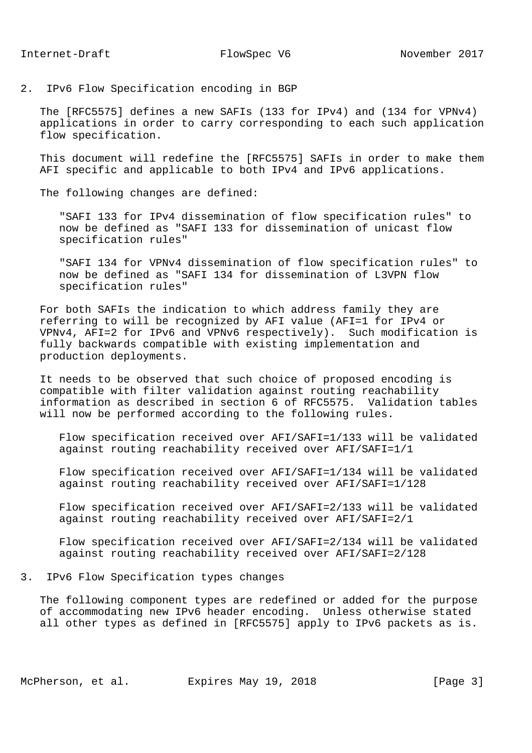## 2. IPv6 Flow Specification encoding in BGP

The [RFC5575] defines a new SAFIs (133 for IPv4) and (134 for VPNv4) applications in order to carry corresponding to each such application flow specification.

This document will redefine the [RFC5575] SAFIs in order to make them AFI specific and applicable to both IPv4 and IPv6 applications.

The following changes are defined:

> "SAFI 133 for IPv4 dissemination of flow specification rules" to now be defined as "SAFI 133 for dissemination of unicast flow specification rules"
>
> "SAFI 134 for VPNv4 dissemination of flow specification rules" to now be defined as "SAFI 134 for dissemination of L3VPN flow specification rules"

For both SAFIs the indication to which address family they are referring to will be recognized by AFI value (AFI=1 for IPv4 or VPNv4, AFI=2 for IPv6 and VPNv6 respectively). Such modification is fully backwards compatible with existing implementation and production deployments.

It needs to be observed that such choice of proposed encoding is compatible with filter validation against routing reachability information as described in section 6 of RFC5575. Validation tables will now be performed according to the following rules.

> Flow specification received over AFI/SAFI=1/133 will be validated against routing reachability received over AFI/SAFI=1/1
>
> Flow specification received over AFI/SAFI=1/134 will be validated against routing reachability received over AFI/SAFI=1/128
>
> Flow specification received over AFI/SAFI=2/133 will be validated against routing reachability received over AFI/SAFI=2/1
>
> Flow specification received over AFI/SAFI=2/134 will be validated against routing reachability received over AFI/SAFI=2/128

## 3. IPv6 Flow Specification types changes

The following component types are redefined or added for the purpose of accommodating new IPv6 header encoding. Unless otherwise stated all other types as defined in [RFC5575] apply to IPv6 packets as is.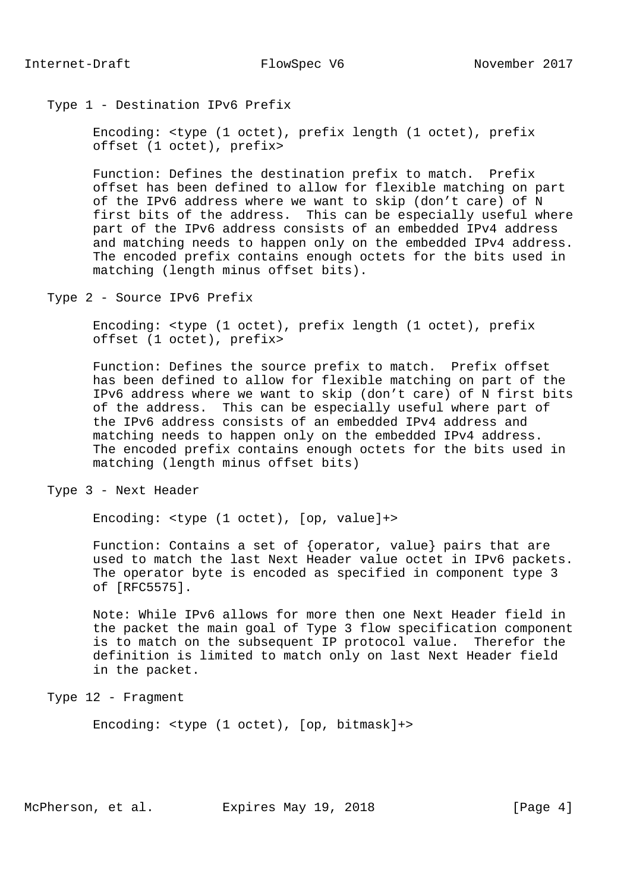Type 1 - Destination IPv6 Prefix

Encoding: <type (1 octet), prefix length (1 octet), prefix offset (1 octet), prefix>

Function: Defines the destination prefix to match. Prefix offset has been defined to allow for flexible matching on part of the IPv6 address where we want to skip (don’t care) of N first bits of the address. This can be especially useful where part of the IPv6 address consists of an embedded IPv4 address and matching needs to happen only on the embedded IPv4 address. The encoded prefix contains enough octets for the bits used in matching (length minus offset bits).

Type 2 - Source IPv6 Prefix

Encoding: <type (1 octet), prefix length (1 octet), prefix offset (1 octet), prefix>

Function: Defines the source prefix to match. Prefix offset has been defined to allow for flexible matching on part of the IPv6 address where we want to skip (don’t care) of N first bits of the address. This can be especially useful where part of the IPv6 address consists of an embedded IPv4 address and matching needs to happen only on the embedded IPv4 address. The encoded prefix contains enough octets for the bits used in matching (length minus offset bits)

Type 3 - Next Header

Encoding: <type (1 octet), [op, value]+>

Function: Contains a set of {operator, value} pairs that are used to match the last Next Header value octet in IPv6 packets. The operator byte is encoded as specified in component type 3 of [RFC5575].

Note: While IPv6 allows for more then one Next Header field in the packet the main goal of Type 3 flow specification component is to match on the subsequent IP protocol value. Therefor the definition is limited to match only on last Next Header field in the packet.

Type 12 - Fragment

Encoding: <type (1 octet), [op, bitmask]+>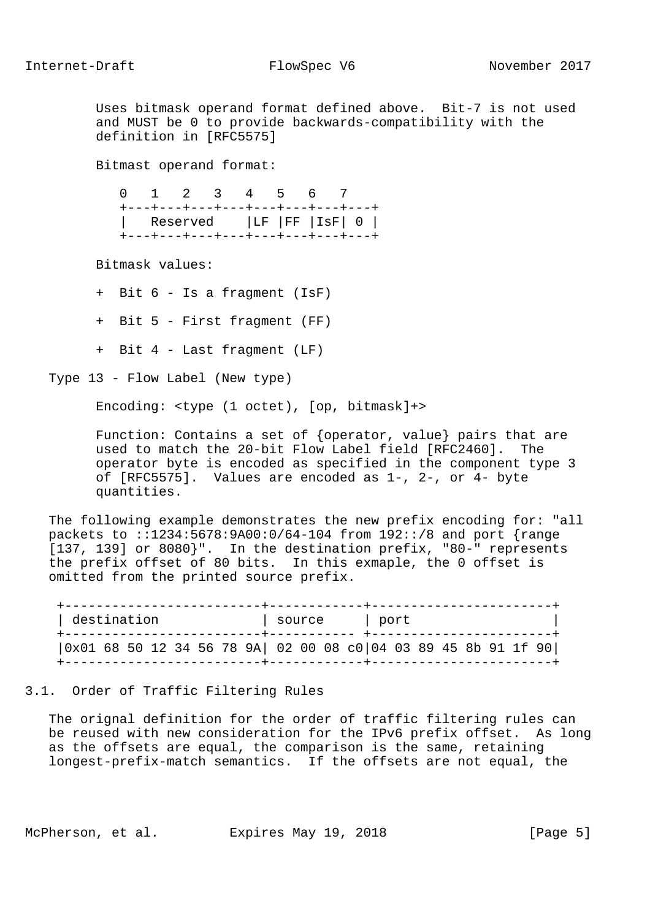Uses bitmask operand format defined above. Bit-7 is not used and MUST be 0 to provide backwards-compatibility with the definition in [RFC5575]

Bitmast operand format:

```
   0   1   2   3   4   5   6   7
   +---+---+---+---+---+---+---+---+
   |   Reserved    |LF |FF |IsF| 0 |
   +---+---+---+---+---+---+---+---+
```

Bitmask values:

- Bit 6 - Is a fragment (IsF)
- Bit 5 - First fragment (FF)
- Bit 4 - Last fragment (LF)

Type 13 - Flow Label (New type)

Encoding: <type (1 octet), [op, bitmask]+>

Function: Contains a set of {operator, value} pairs that are used to match the 20-bit Flow Label field [RFC2460]. The operator byte is encoded as specified in the component type 3 of [RFC5575]. Values are encoded as 1-, 2-, or 4- byte quantities.

The following example demonstrates the new prefix encoding for: "all packets to ::1234:5678:9A00:0/64-104 from 192::/8 and port {range [137, 139] or 8080}". In the destination prefix, "80-" represents the prefix offset of 80 bits. In this exmaple, the 0 offset is omitted from the printed source prefix.

| destination | source | port |
|---|---|---|
| 0x01 68 50 12 34 56 78 9A | 02 00 08 c0 | 04 03 89 45 8b 91 1f 90 |

## 3.1. Order of Traffic Filtering Rules

The orignal definition for the order of traffic filtering rules can be reused with new consideration for the IPv6 prefix offset. As long as the offsets are equal, the comparison is the same, retaining longest-prefix-match semantics. If the offsets are not equal, the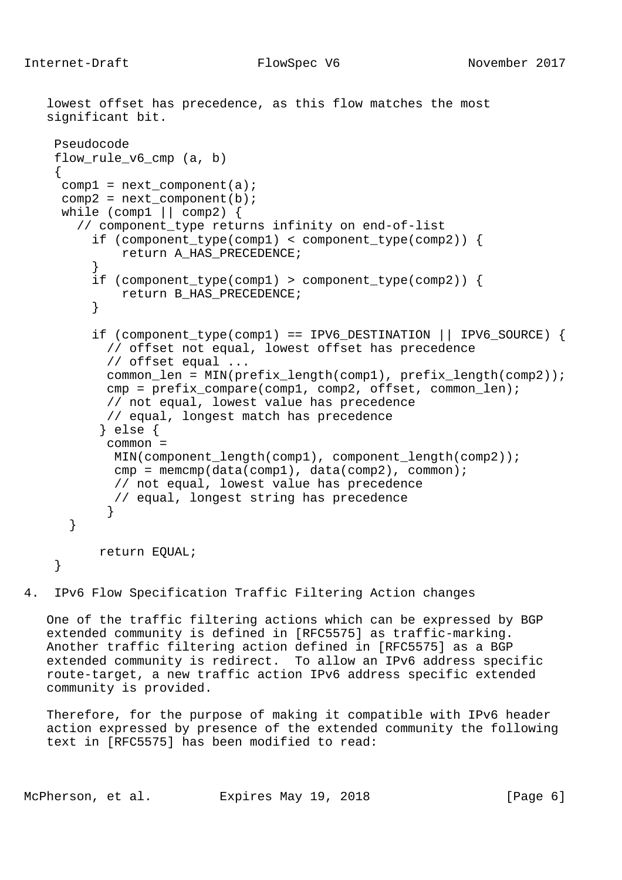lowest offset has precedence, as this flow matches the most significant bit.

```
 Pseudocode
 flow_rule_v6_cmp (a, b)
 {
  comp1 = next_component(a);
  comp2 = next_component(b);
  while (comp1 || comp2) {
    // component_type returns infinity on end-of-list
      if (component_type(comp1) < component_type(comp2)) {
          return A_HAS_PRECEDENCE;
      }
      if (component_type(comp1) > component_type(comp2)) {
          return B_HAS_PRECEDENCE;
      }

      if (component_type(comp1) == IPV6_DESTINATION || IPV6_SOURCE) {
        // offset not equal, lowest offset has precedence
        // offset equal ...
        common_len = MIN(prefix_length(comp1), prefix_length(comp2));
        cmp = prefix_compare(comp1, comp2, offset, common_len);
        // not equal, lowest value has precedence
        // equal, longest match has precedence
       } else {
        common =
         MIN(component_length(comp1), component_length(comp2));
         cmp = memcmp(data(comp1), data(comp2), common);
         // not equal, lowest value has precedence
         // equal, longest string has precedence
        }
   }

       return EQUAL;
 }
```

## 4. IPv6 Flow Specification Traffic Filtering Action changes

One of the traffic filtering actions which can be expressed by BGP extended community is defined in [RFC5575] as traffic-marking. Another traffic filtering action defined in [RFC5575] as a BGP extended community is redirect. To allow an IPv6 address specific route-target, a new traffic action IPv6 address specific extended community is provided.

Therefore, for the purpose of making it compatible with IPv6 header action expressed by presence of the extended community the following text in [RFC5575] has been modified to read: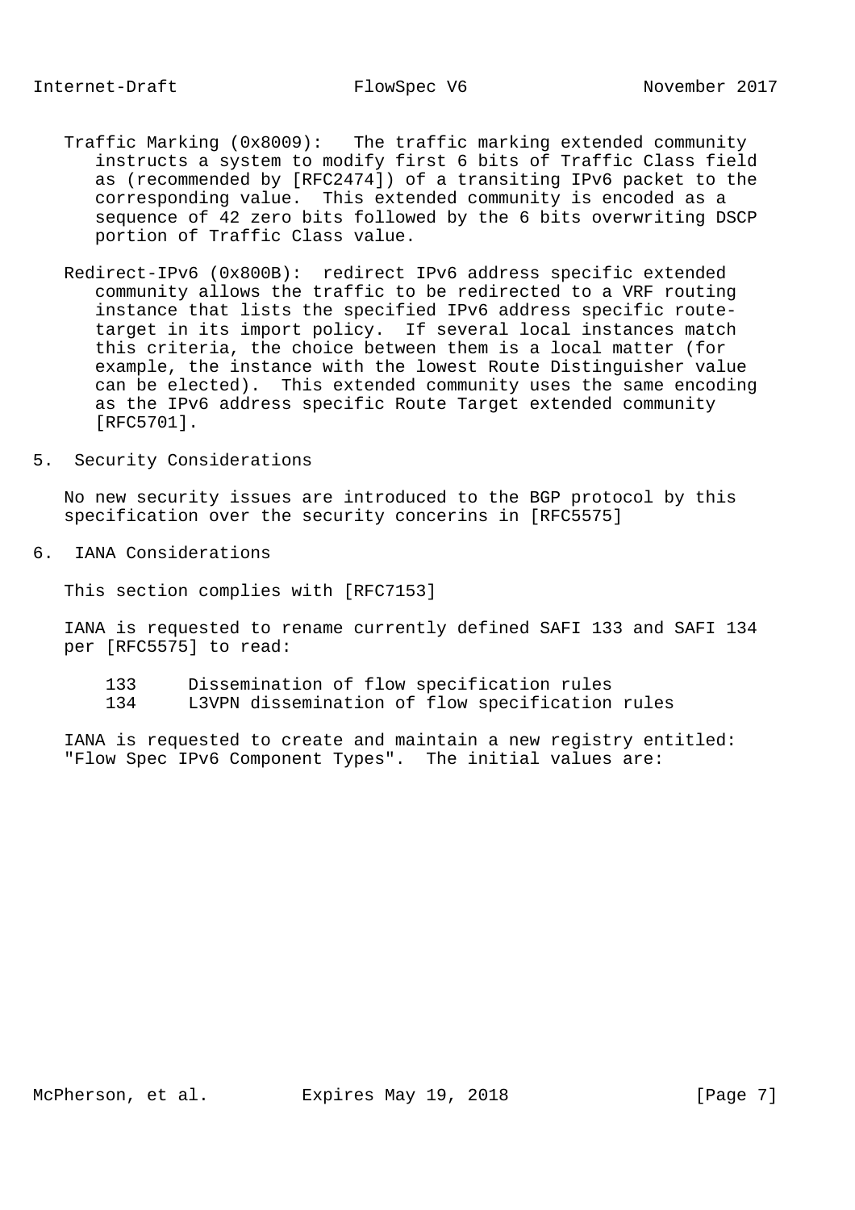Traffic Marking (0x8009): The traffic marking extended community instructs a system to modify first 6 bits of Traffic Class field as (recommended by [RFC2474]) of a transiting IPv6 packet to the corresponding value. This extended community is encoded as a sequence of 42 zero bits followed by the 6 bits overwriting DSCP portion of Traffic Class value.

Redirect-IPv6 (0x800B): redirect IPv6 address specific extended community allows the traffic to be redirected to a VRF routing instance that lists the specified IPv6 address specific route-target in its import policy. If several local instances match this criteria, the choice between them is a local matter (for example, the instance with the lowest Route Distinguisher value can be elected). This extended community uses the same encoding as the IPv6 address specific Route Target extended community [RFC5701].

## 5. Security Considerations

No new security issues are introduced to the BGP protocol by this specification over the security concerins in [RFC5575]

## 6. IANA Considerations

This section complies with [RFC7153]

IANA is requested to rename currently defined SAFI 133 and SAFI 134 per [RFC5575] to read:

```
133     Dissemination of flow specification rules
134     L3VPN dissemination of flow specification rules
```

IANA is requested to create and maintain a new registry entitled: "Flow Spec IPv6 Component Types". The initial values are: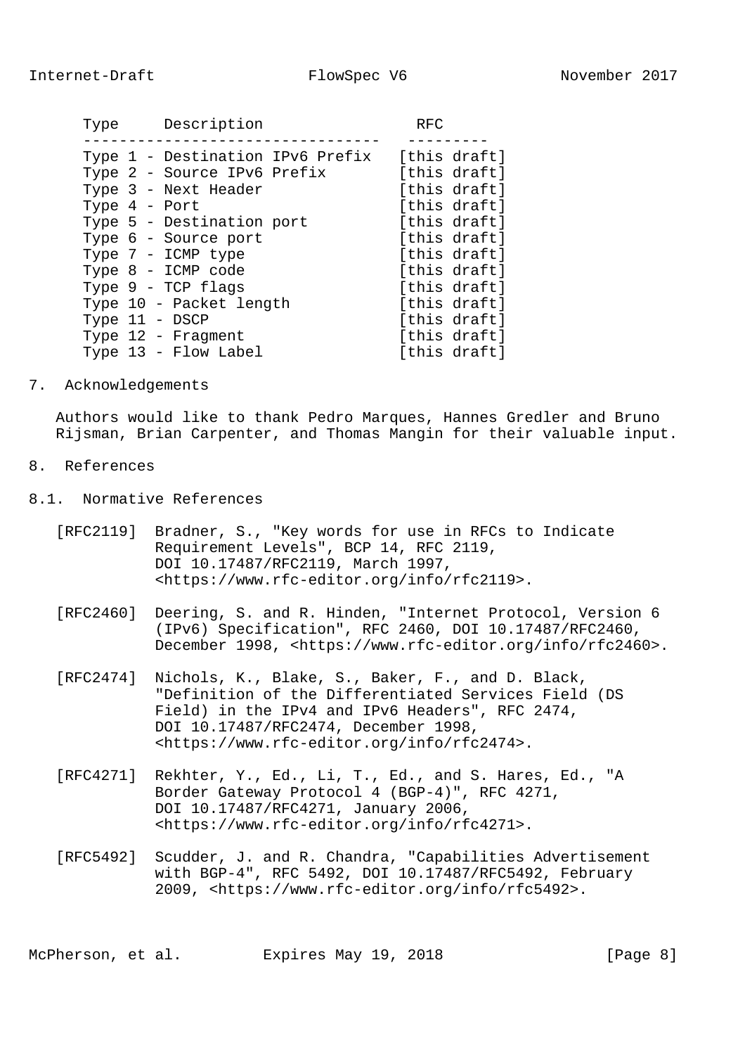| Type | Description | RFC |
|---|---|---|
| Type 1 - Destination IPv6 Prefix | | [this draft] |
| Type 2 - Source IPv6 Prefix | | [this draft] |
| Type 3 - Next Header | | [this draft] |
| Type 4 - Port | | [this draft] |
| Type 5 - Destination port | | [this draft] |
| Type 6 - Source port | | [this draft] |
| Type 7 - ICMP type | | [this draft] |
| Type 8 - ICMP code | | [this draft] |
| Type 9 - TCP flags | | [this draft] |
| Type 10 - Packet length | | [this draft] |
| Type 11 - DSCP | | [this draft] |
| Type 12 - Fragment | | [this draft] |
| Type 13 - Flow Label | | [this draft] |

## 7. Acknowledgements

Authors would like to thank Pedro Marques, Hannes Gredler and Bruno Rijsman, Brian Carpenter, and Thomas Mangin for their valuable input.

## 8. References

### 8.1. Normative References

[RFC2119] Bradner, S., "Key words for use in RFCs to Indicate Requirement Levels", BCP 14, RFC 2119, DOI 10.17487/RFC2119, March 1997, <https://www.rfc-editor.org/info/rfc2119>.

[RFC2460] Deering, S. and R. Hinden, "Internet Protocol, Version 6 (IPv6) Specification", RFC 2460, DOI 10.17487/RFC2460, December 1998, <https://www.rfc-editor.org/info/rfc2460>.

[RFC2474] Nichols, K., Blake, S., Baker, F., and D. Black, "Definition of the Differentiated Services Field (DS Field) in the IPv4 and IPv6 Headers", RFC 2474, DOI 10.17487/RFC2474, December 1998, <https://www.rfc-editor.org/info/rfc2474>.

[RFC4271] Rekhter, Y., Ed., Li, T., Ed., and S. Hares, Ed., "A Border Gateway Protocol 4 (BGP-4)", RFC 4271, DOI 10.17487/RFC4271, January 2006, <https://www.rfc-editor.org/info/rfc4271>.

[RFC5492] Scudder, J. and R. Chandra, "Capabilities Advertisement with BGP-4", RFC 5492, DOI 10.17487/RFC5492, February 2009, <https://www.rfc-editor.org/info/rfc5492>.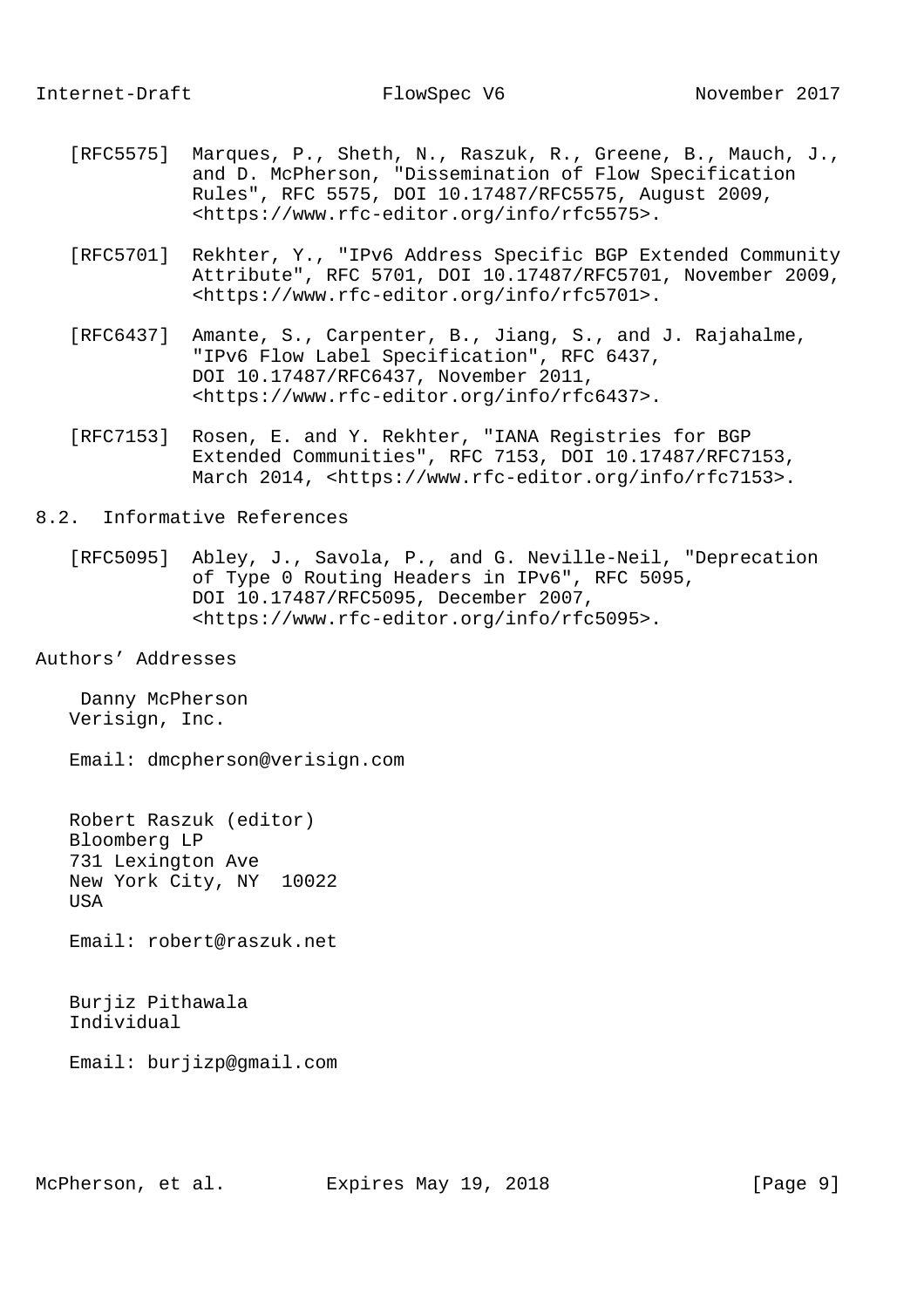[RFC5575] Marques, P., Sheth, N., Raszuk, R., Greene, B., Mauch, J., and D. McPherson, "Dissemination of Flow Specification Rules", RFC 5575, DOI 10.17487/RFC5575, August 2009, <https://www.rfc-editor.org/info/rfc5575>.

[RFC5701] Rekhter, Y., "IPv6 Address Specific BGP Extended Community Attribute", RFC 5701, DOI 10.17487/RFC5701, November 2009, <https://www.rfc-editor.org/info/rfc5701>.

[RFC6437] Amante, S., Carpenter, B., Jiang, S., and J. Rajahalme, "IPv6 Flow Label Specification", RFC 6437, DOI 10.17487/RFC6437, November 2011, <https://www.rfc-editor.org/info/rfc6437>.

[RFC7153] Rosen, E. and Y. Rekhter, "IANA Registries for BGP Extended Communities", RFC 7153, DOI 10.17487/RFC7153, March 2014, <https://www.rfc-editor.org/info/rfc7153>.

### 8.2. Informative References

[RFC5095] Abley, J., Savola, P., and G. Neville-Neil, "Deprecation of Type 0 Routing Headers in IPv6", RFC 5095, DOI 10.17487/RFC5095, December 2007, <https://www.rfc-editor.org/info/rfc5095>.

## Authors' Addresses

Danny McPherson
Verisign, Inc.

Email: dmcpherson@verisign.com

Robert Raszuk (editor)
Bloomberg LP
731 Lexington Ave
New York City, NY 10022
USA

Email: robert@raszuk.net

Burjiz Pithawala
Individual

Email: burjizp@gmail.com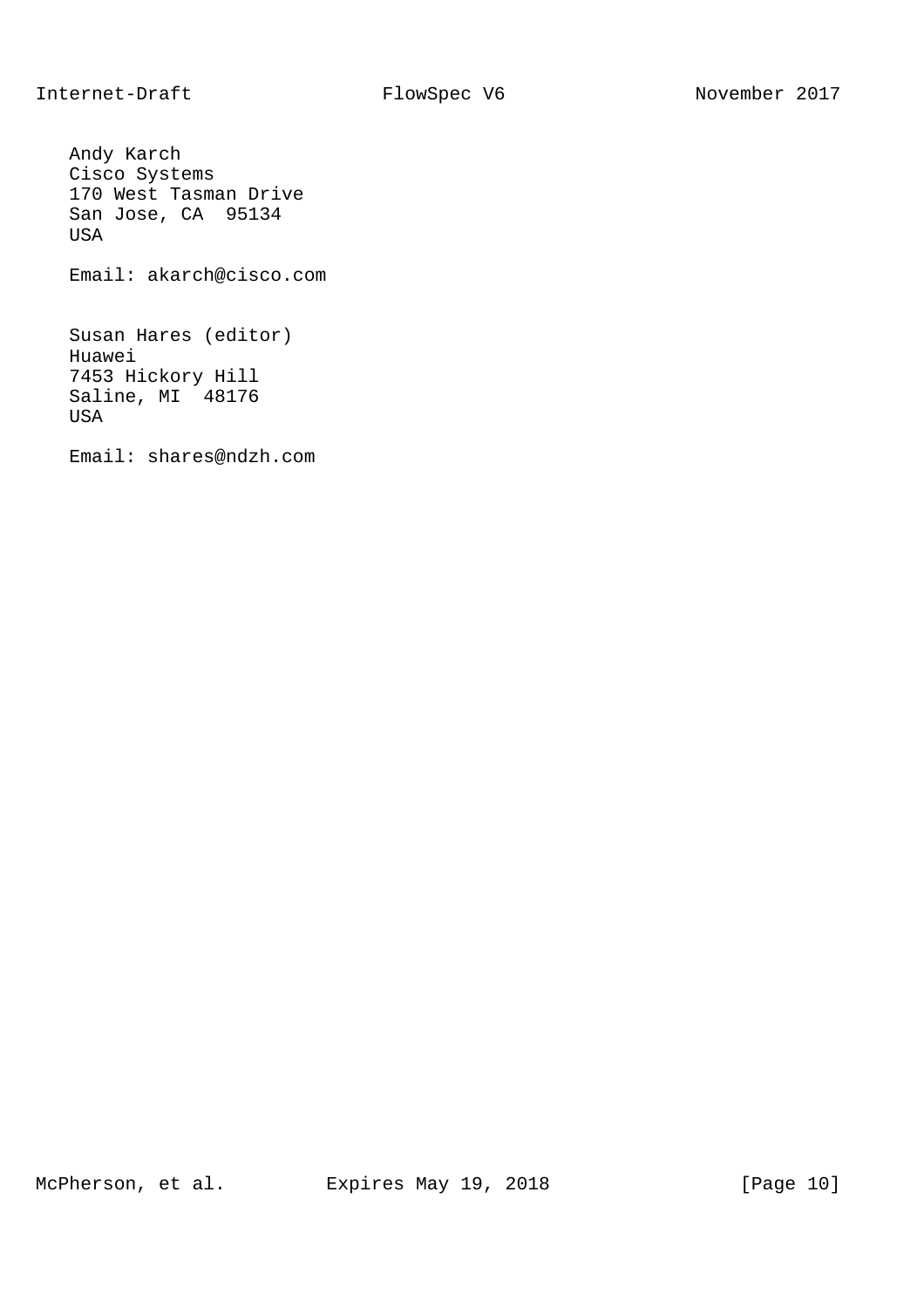Andy Karch
Cisco Systems
170 West Tasman Drive
San Jose, CA  95134
USA

Email: akarch@cisco.com

Susan Hares (editor)
Huawei
7453 Hickory Hill
Saline, MI  48176
USA

Email: shares@ndzh.com